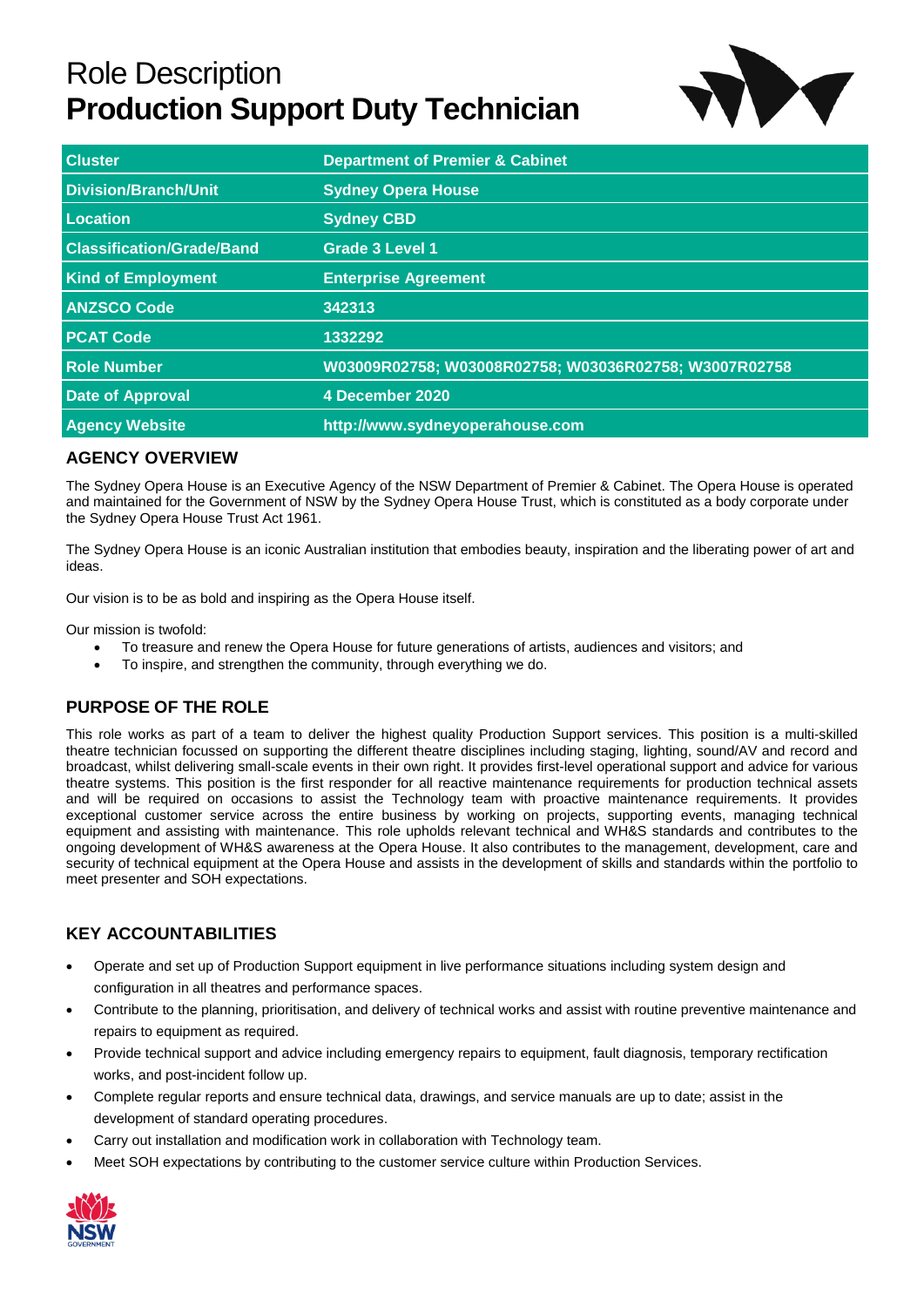# Role Description
# Production Support Duty Technician

| | |
|---|---|
| **Cluster** | **Department of Premier & Cabinet** |
| **Division/Branch/Unit** | **Sydney Opera House** |
| **Location** | **Sydney CBD** |
| **Classification/Grade/Band** | **Grade 3 Level 1** |
| **Kind of Employment** | **Enterprise Agreement** |
| **ANZSCO Code** | **342313** |
| **PCAT Code** | **1332292** |
| **Role Number** | **W03009R02758; W03008R02758; W03036R02758; W3007R02758** |
| **Date of Approval** | **4 December 2020** |
| **Agency Website** | **http://www.sydneyoperahouse.com** |

## AGENCY OVERVIEW

The Sydney Opera House is an Executive Agency of the NSW Department of Premier & Cabinet. The Opera House is operated and maintained for the Government of NSW by the Sydney Opera House Trust, which is constituted as a body corporate under the Sydney Opera House Trust Act 1961.

The Sydney Opera House is an iconic Australian institution that embodies beauty, inspiration and the liberating power of art and ideas.

Our vision is to be as bold and inspiring as the Opera House itself.

Our mission is twofold:

- To treasure and renew the Opera House for future generations of artists, audiences and visitors; and
- To inspire, and strengthen the community, through everything we do.

## PURPOSE OF THE ROLE

This role works as part of a team to deliver the highest quality Production Support services. This position is a multi-skilled theatre technician focussed on supporting the different theatre disciplines including staging, lighting, sound/AV and record and broadcast, whilst delivering small-scale events in their own right. It provides first-level operational support and advice for various theatre systems. This position is the first responder for all reactive maintenance requirements for production technical assets and will be required on occasions to assist the Technology team with proactive maintenance requirements. It provides exceptional customer service across the entire business by working on projects, supporting events, managing technical equipment and assisting with maintenance. This role upholds relevant technical and WH&S standards and contributes to the ongoing development of WH&S awareness at the Opera House. It also contributes to the management, development, care and security of technical equipment at the Opera House and assists in the development of skills and standards within the portfolio to meet presenter and SOH expectations.

## KEY ACCOUNTABILITIES

- Operate and set up of Production Support equipment in live performance situations including system design and configuration in all theatres and performance spaces.
- Contribute to the planning, prioritisation, and delivery of technical works and assist with routine preventive maintenance and repairs to equipment as required.
- Provide technical support and advice including emergency repairs to equipment, fault diagnosis, temporary rectification works, and post-incident follow up.
- Complete regular reports and ensure technical data, drawings, and service manuals are up to date; assist in the development of standard operating procedures.
- Carry out installation and modification work in collaboration with Technology team.
- Meet SOH expectations by contributing to the customer service culture within Production Services.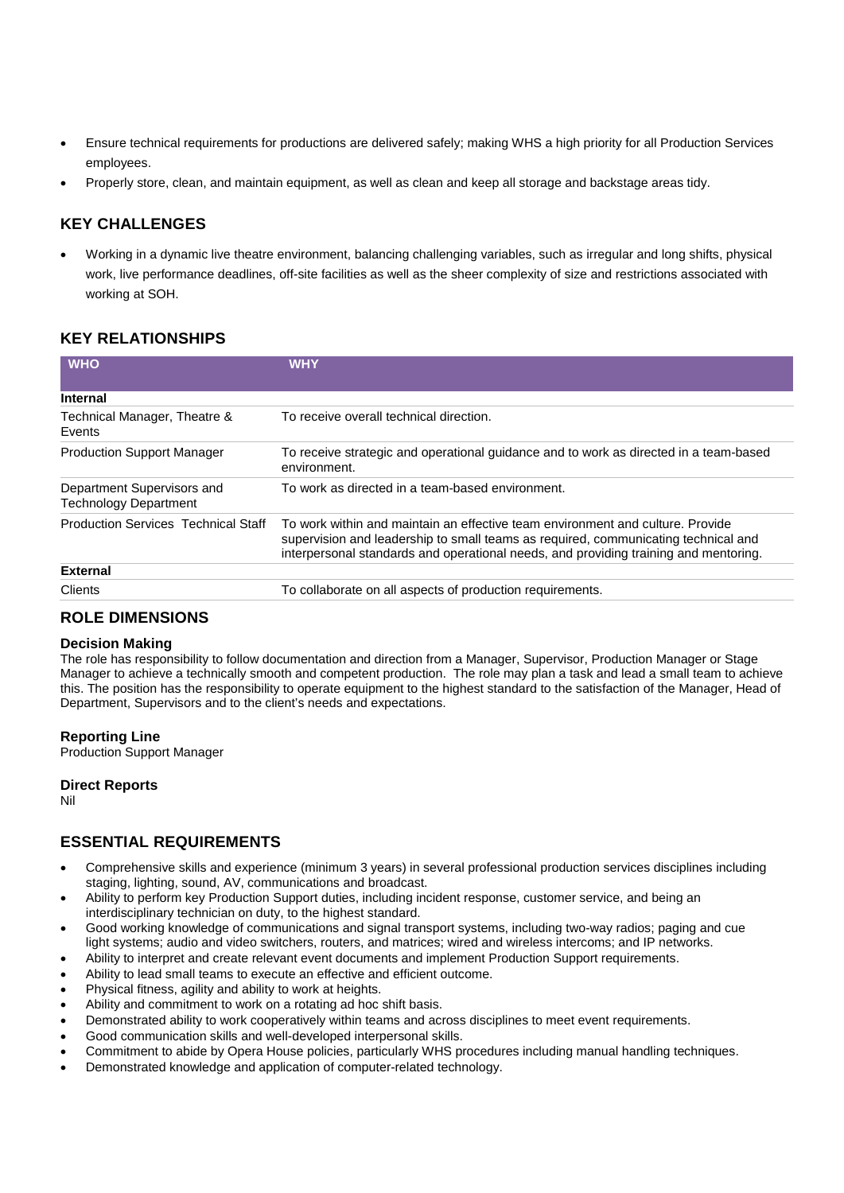- Ensure technical requirements for productions are delivered safely; making WHS a high priority for all Production Services employees.
- Properly store, clean, and maintain equipment, as well as clean and keep all storage and backstage areas tidy.

## KEY CHALLENGES

- Working in a dynamic live theatre environment, balancing challenging variables, such as irregular and long shifts, physical work, live performance deadlines, off-site facilities as well as the sheer complexity of size and restrictions associated with working at SOH.

## KEY RELATIONSHIPS

| WHO | WHY |
|---|---|
| **Internal** | |
| Technical Manager, Theatre & Events | To receive overall technical direction. |
| Production Support Manager | To receive strategic and operational guidance and to work as directed in a team-based environment. |
| Department Supervisors and Technology Department | To work as directed in a team-based environment. |
| Production Services Technical Staff | To work within and maintain an effective team environment and culture. Provide supervision and leadership to small teams as required, communicating technical and interpersonal standards and operational needs, and providing training and mentoring. |
| **External** | |
| Clients | To collaborate on all aspects of production requirements. |

## ROLE DIMENSIONS

### Decision Making

The role has responsibility to follow documentation and direction from a Manager, Supervisor, Production Manager or Stage Manager to achieve a technically smooth and competent production. The role may plan a task and lead a small team to achieve this. The position has the responsibility to operate equipment to the highest standard to the satisfaction of the Manager, Head of Department, Supervisors and to the client's needs and expectations.

### Reporting Line

Production Support Manager

### Direct Reports

Nil

## ESSENTIAL REQUIREMENTS

- Comprehensive skills and experience (minimum 3 years) in several professional production services disciplines including staging, lighting, sound, AV, communications and broadcast.
- Ability to perform key Production Support duties, including incident response, customer service, and being an interdisciplinary technician on duty, to the highest standard.
- Good working knowledge of communications and signal transport systems, including two-way radios; paging and cue light systems; audio and video switchers, routers, and matrices; wired and wireless intercoms; and IP networks.
- Ability to interpret and create relevant event documents and implement Production Support requirements.
- Ability to lead small teams to execute an effective and efficient outcome.
- Physical fitness, agility and ability to work at heights.
- Ability and commitment to work on a rotating ad hoc shift basis.
- Demonstrated ability to work cooperatively within teams and across disciplines to meet event requirements.
- Good communication skills and well-developed interpersonal skills.
- Commitment to abide by Opera House policies, particularly WHS procedures including manual handling techniques.
- Demonstrated knowledge and application of computer-related technology.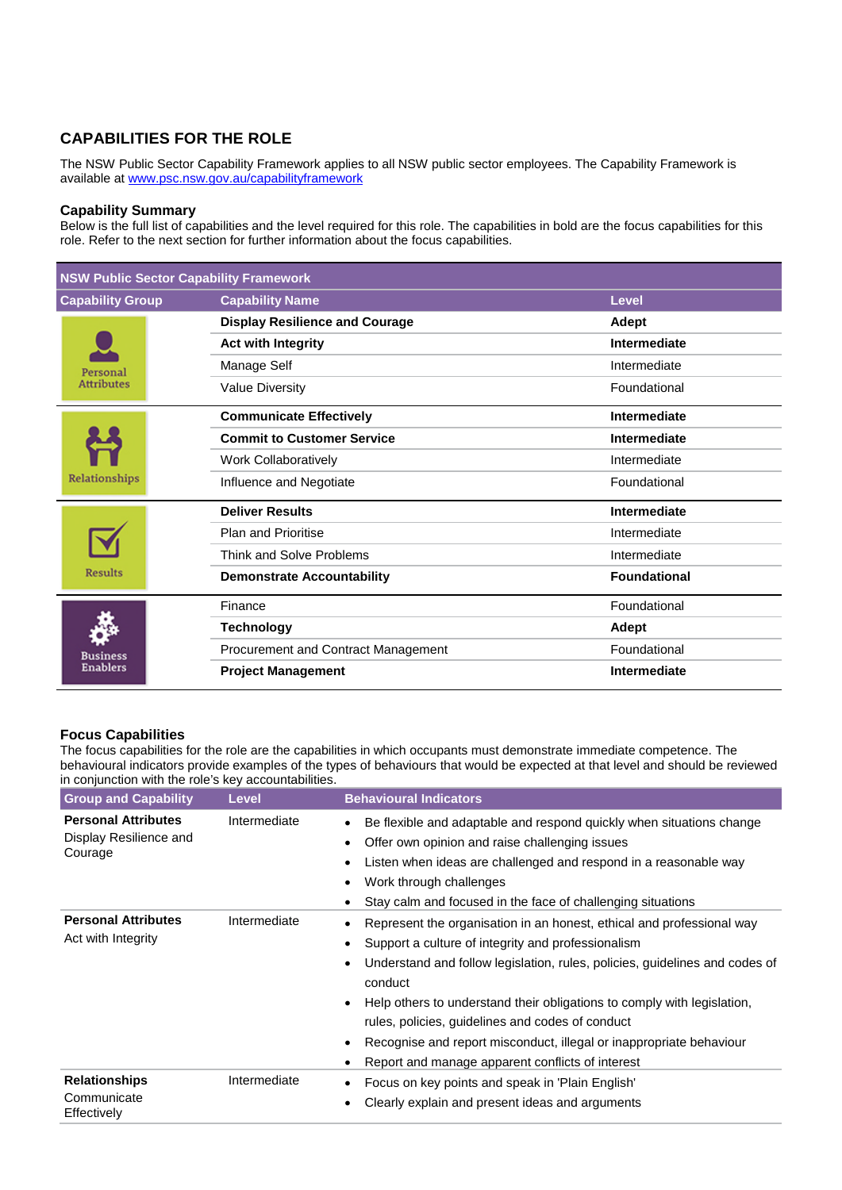## CAPABILITIES FOR THE ROLE

The NSW Public Sector Capability Framework applies to all NSW public sector employees. The Capability Framework is available at www.psc.nsw.gov.au/capabilityframework

### Capability Summary

Below is the full list of capabilities and the level required for this role. The capabilities in bold are the focus capabilities for this role. Refer to the next section for further information about the focus capabilities.

| NSW Public Sector Capability Framework | | |
|---|---|---|
| **Capability Group** | **Capability Name** | **Level** |
| Personal Attributes | **Display Resilience and Courage** | **Adept** |
| | **Act with Integrity** | **Intermediate** |
| | Manage Self | Intermediate |
| | Value Diversity | Foundational |
| Relationships | **Communicate Effectively** | **Intermediate** |
| | **Commit to Customer Service** | **Intermediate** |
| | Work Collaboratively | Intermediate |
| | Influence and Negotiate | Foundational |
| Results | **Deliver Results** | **Intermediate** |
| | Plan and Prioritise | Intermediate |
| | Think and Solve Problems | Intermediate |
| | **Demonstrate Accountability** | **Foundational** |
| Business Enablers | Finance | Foundational |
| | **Technology** | **Adept** |
| | Procurement and Contract Management | Foundational |
| | **Project Management** | **Intermediate** |

### Focus Capabilities

The focus capabilities for the role are the capabilities in which occupants must demonstrate immediate competence. The behavioural indicators provide examples of the types of behaviours that would be expected at that level and should be reviewed in conjunction with the role's key accountabilities.

| Group and Capability | Level | Behavioural Indicators |
|---|---|---|
| **Personal Attributes** Display Resilience and Courage | Intermediate | • Be flexible and adaptable and respond quickly when situations change<br>• Offer own opinion and raise challenging issues<br>• Listen when ideas are challenged and respond in a reasonable way<br>• Work through challenges<br>• Stay calm and focused in the face of challenging situations |
| **Personal Attributes** Act with Integrity | Intermediate | • Represent the organisation in an honest, ethical and professional way<br>• Support a culture of integrity and professionalism<br>• Understand and follow legislation, rules, policies, guidelines and codes of conduct<br>• Help others to understand their obligations to comply with legislation, rules, policies, guidelines and codes of conduct<br>• Recognise and report misconduct, illegal or inappropriate behaviour<br>• Report and manage apparent conflicts of interest |
| **Relationships** Communicate Effectively | Intermediate | • Focus on key points and speak in 'Plain English'<br>• Clearly explain and present ideas and arguments |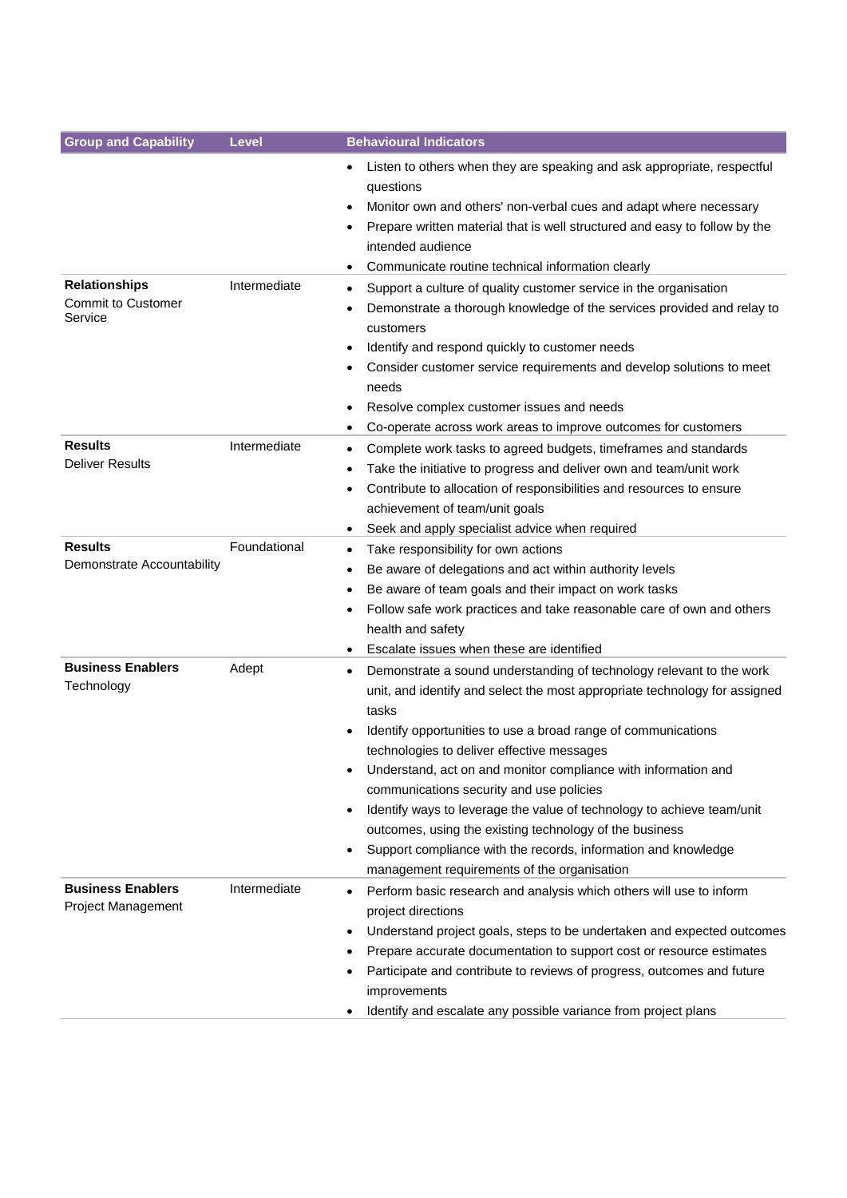| Group and Capability | Level | Behavioural Indicators |
| --- | --- | --- |
| | | • Listen to others when they are speaking and ask appropriate, respectful questions<br>• Monitor own and others' non-verbal cues and adapt where necessary<br>• Prepare written material that is well structured and easy to follow by the intended audience<br>• Communicate routine technical information clearly |
| **Relationships**<br>Commit to Customer Service | Intermediate | • Support a culture of quality customer service in the organisation<br>• Demonstrate a thorough knowledge of the services provided and relay to customers<br>• Identify and respond quickly to customer needs<br>• Consider customer service requirements and develop solutions to meet needs<br>• Resolve complex customer issues and needs<br>• Co-operate across work areas to improve outcomes for customers |
| **Results**<br>Deliver Results | Intermediate | • Complete work tasks to agreed budgets, timeframes and standards<br>• Take the initiative to progress and deliver own and team/unit work<br>• Contribute to allocation of responsibilities and resources to ensure achievement of team/unit goals<br>• Seek and apply specialist advice when required |
| **Results**<br>Demonstrate Accountability | Foundational | • Take responsibility for own actions<br>• Be aware of delegations and act within authority levels<br>• Be aware of team goals and their impact on work tasks<br>• Follow safe work practices and take reasonable care of own and others health and safety<br>• Escalate issues when these are identified |
| **Business Enablers**<br>Technology | Adept | • Demonstrate a sound understanding of technology relevant to the work unit, and identify and select the most appropriate technology for assigned tasks<br>• Identify opportunities to use a broad range of communications technologies to deliver effective messages<br>• Understand, act on and monitor compliance with information and communications security and use policies<br>• Identify ways to leverage the value of technology to achieve team/unit outcomes, using the existing technology of the business<br>• Support compliance with the records, information and knowledge management requirements of the organisation |
| **Business Enablers**<br>Project Management | Intermediate | • Perform basic research and analysis which others will use to inform project directions<br>• Understand project goals, steps to be undertaken and expected outcomes<br>• Prepare accurate documentation to support cost or resource estimates<br>• Participate and contribute to reviews of progress, outcomes and future improvements<br>• Identify and escalate any possible variance from project plans |